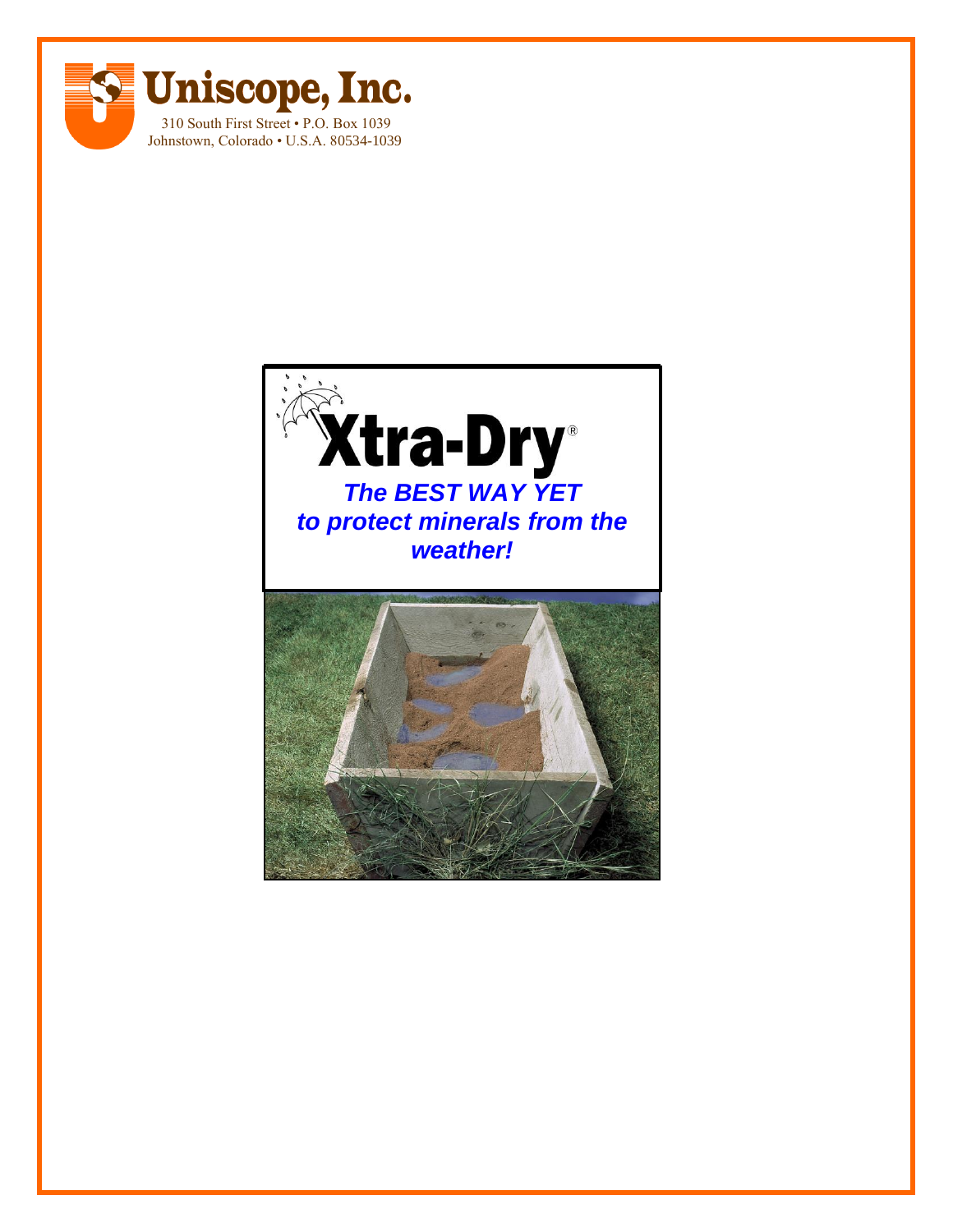**Uniscope, Inc.**

310 South First Street • P.O. Box 1039
Johnstown, Colorado • U.S.A. 80534-1039

# Xtra-Dry®

***The BEST WAY YET to protect minerals from the weather!***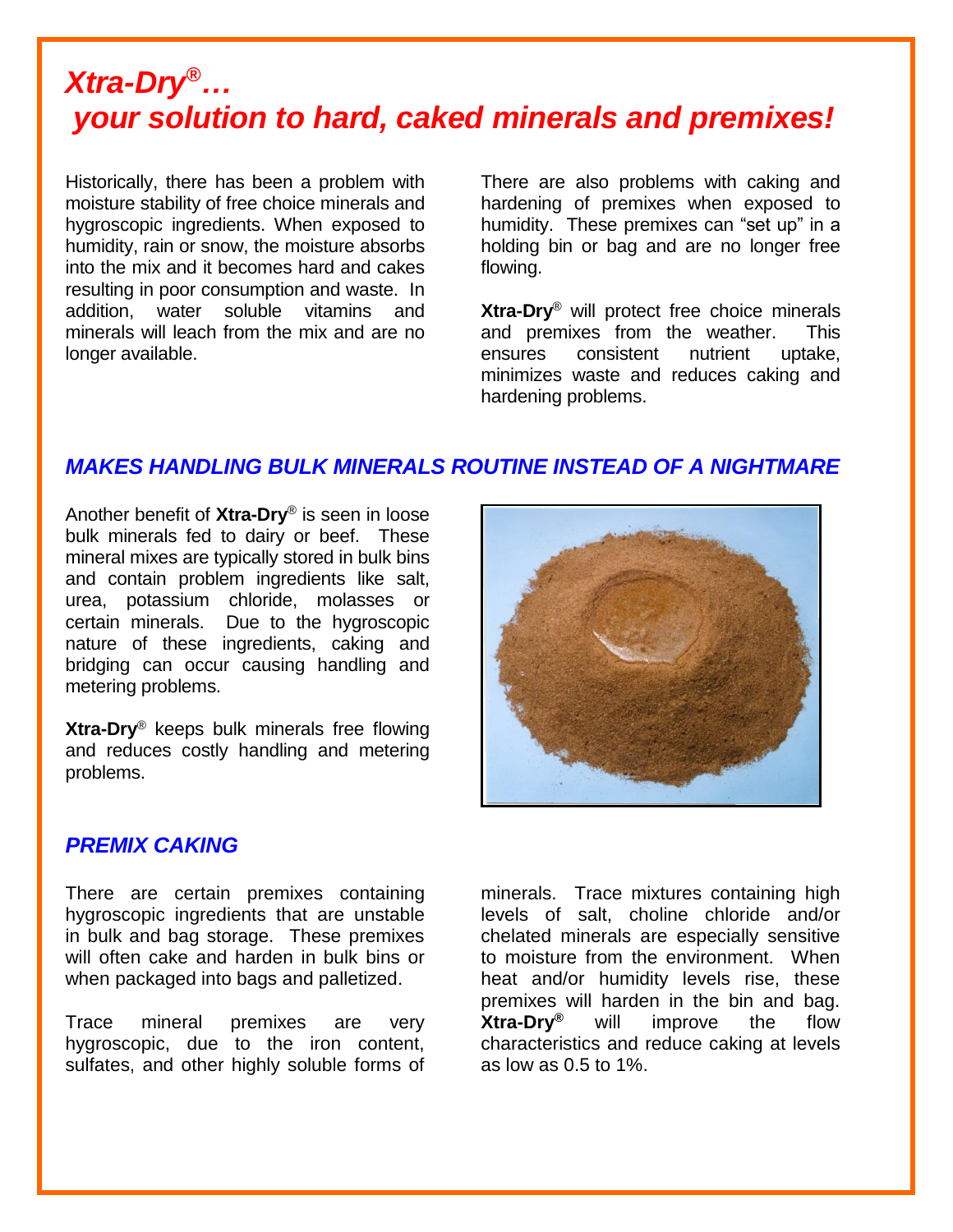# *Xtra-Dry® … your solution to hard, caked minerals and premixes!*

Historically, there has been a problem with moisture stability of free choice minerals and hygroscopic ingredients. When exposed to humidity, rain or snow, the moisture absorbs into the mix and it becomes hard and cakes resulting in poor consumption and waste. In addition, water soluble vitamins and minerals will leach from the mix and are no longer available.

There are also problems with caking and hardening of premixes when exposed to humidity. These premixes can "set up" in a holding bin or bag and are no longer free flowing.

**Xtra-Dry®** will protect free choice minerals and premixes from the weather. This ensures consistent nutrient uptake, minimizes waste and reduces caking and hardening problems.

## *MAKES HANDLING BULK MINERALS ROUTINE INSTEAD OF A NIGHTMARE*

Another benefit of **Xtra-Dry®** is seen in loose bulk minerals fed to dairy or beef. These mineral mixes are typically stored in bulk bins and contain problem ingredients like salt, urea, potassium chloride, molasses or certain minerals. Due to the hygroscopic nature of these ingredients, caking and bridging can occur causing handling and metering problems.

**Xtra-Dry®** keeps bulk minerals free flowing and reduces costly handling and metering problems.

## *PREMIX CAKING*

There are certain premixes containing hygroscopic ingredients that are unstable in bulk and bag storage. These premixes will often cake and harden in bulk bins or when packaged into bags and palletized.

Trace mineral premixes are very hygroscopic, due to the iron content, sulfates, and other highly soluble forms of minerals. Trace mixtures containing high levels of salt, choline chloride and/or chelated minerals are especially sensitive to moisture from the environment. When heat and/or humidity levels rise, these premixes will harden in the bin and bag. **Xtra-Dry®** will improve the flow characteristics and reduce caking at levels as low as 0.5 to 1%.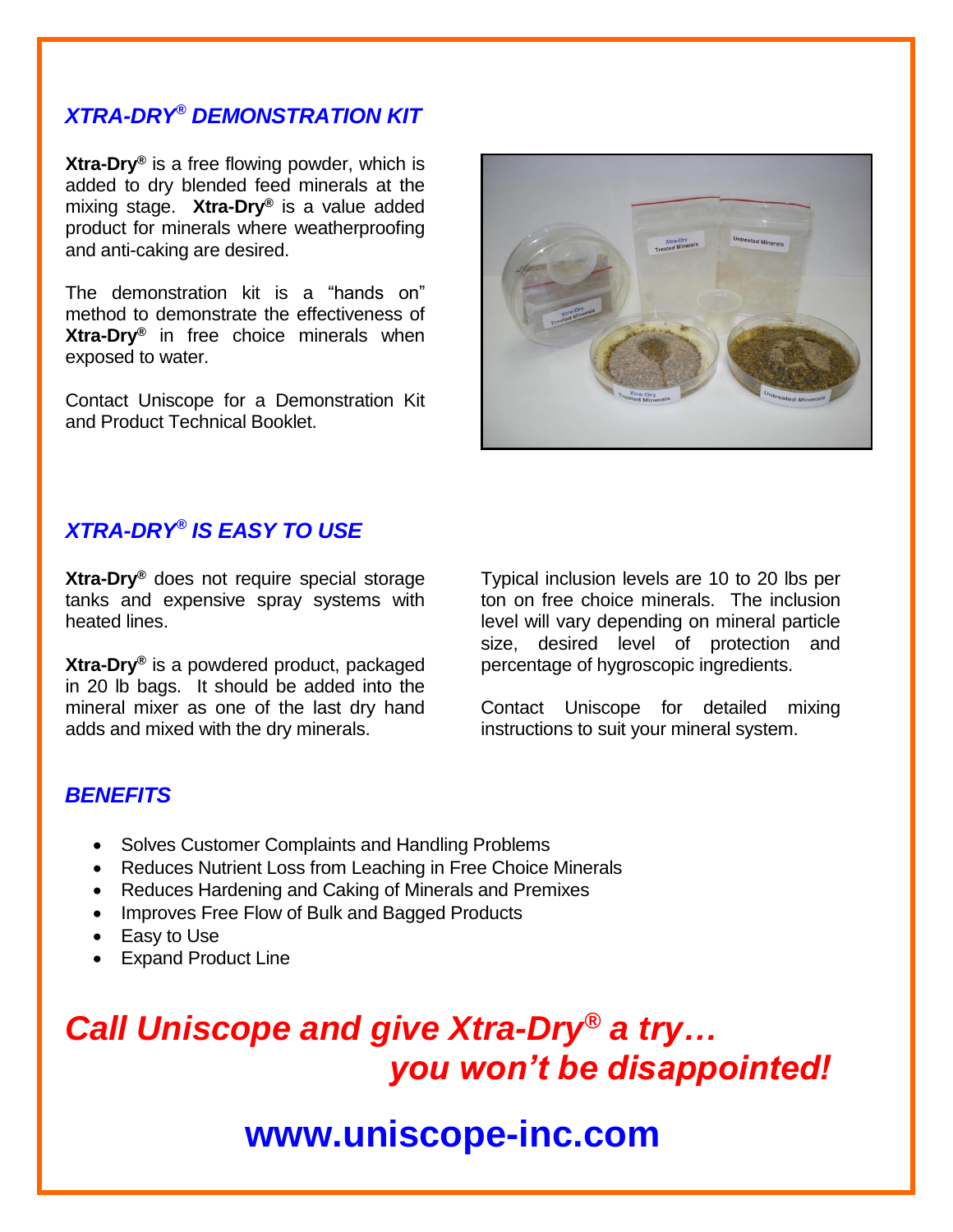## *XTRA-DRY® DEMONSTRATION KIT*

**Xtra-Dry®** is a free flowing powder, which is added to dry blended feed minerals at the mixing stage. **Xtra-Dry®** is a value added product for minerals where weatherproofing and anti-caking are desired.

The demonstration kit is a "hands on" method to demonstrate the effectiveness of **Xtra-Dry®** in free choice minerals when exposed to water.

Contact Uniscope for a Demonstration Kit and Product Technical Booklet.

## *XTRA-DRY® IS EASY TO USE*

**Xtra-Dry®** does not require special storage tanks and expensive spray systems with heated lines.

**Xtra-Dry®** is a powdered product, packaged in 20 lb bags. It should be added into the mineral mixer as one of the last dry hand adds and mixed with the dry minerals.

Typical inclusion levels are 10 to 20 lbs per ton on free choice minerals. The inclusion level will vary depending on mineral particle size, desired level of protection and percentage of hygroscopic ingredients.

Contact Uniscope for detailed mixing instructions to suit your mineral system.

## *BENEFITS*

- Solves Customer Complaints and Handling Problems
- Reduces Nutrient Loss from Leaching in Free Choice Minerals
- Reduces Hardening and Caking of Minerals and Premixes
- Improves Free Flow of Bulk and Bagged Products
- Easy to Use
- Expand Product Line

***Call Uniscope and give Xtra-Dry® a try… you won't be disappointed!***

**www.uniscope-inc.com**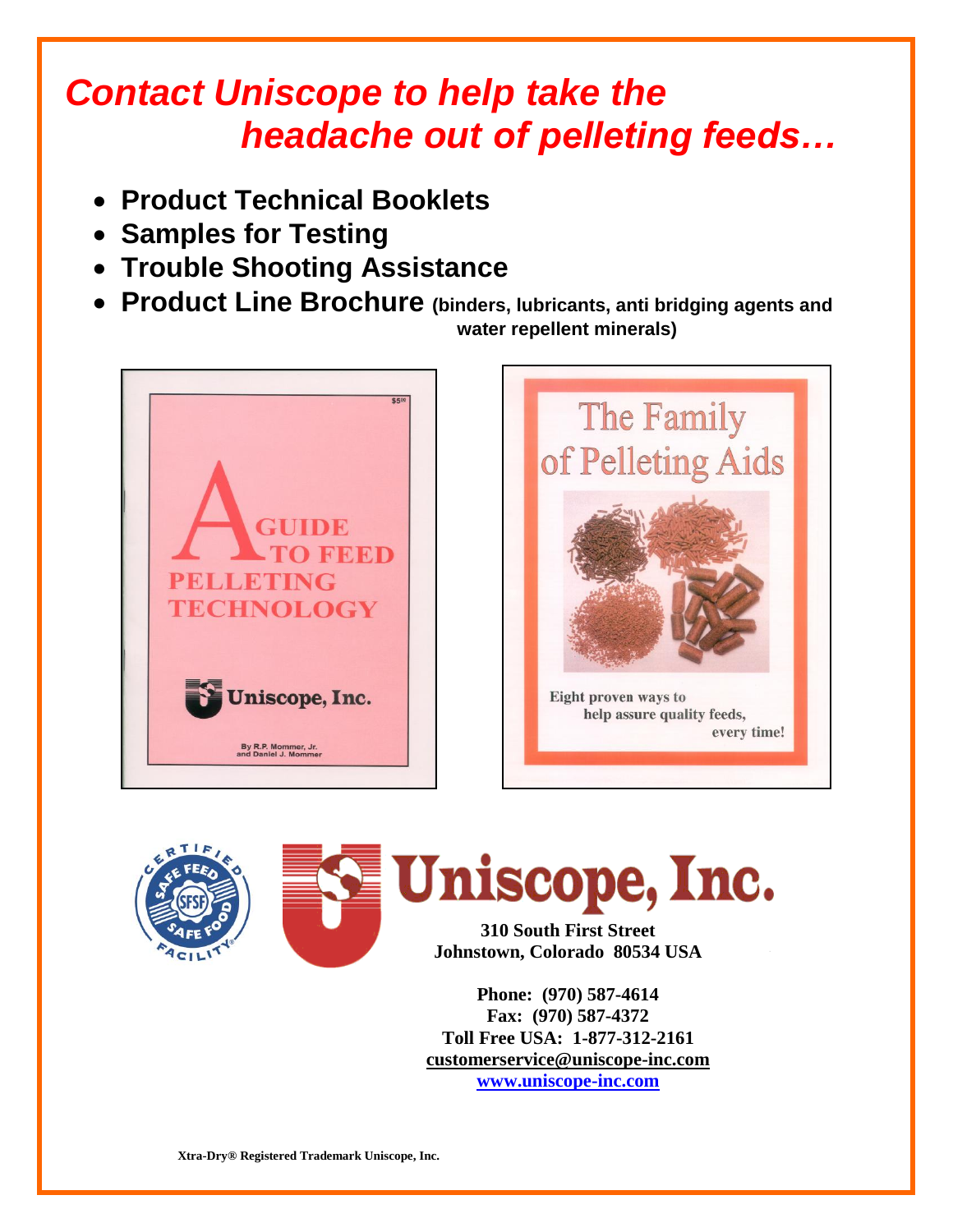# *Contact Uniscope to help take the headache out of pelleting feeds…*

- **Product Technical Booklets**
- **Samples for Testing**
- **Trouble Shooting Assistance**
- **Product Line Brochure (binders, lubricants, anti bridging agents and water repellent minerals)**

A GUIDE TO FEED PELLETING TECHNOLOGY

Uniscope, Inc.

By R.P. Mommer, Jr. and Daniel J. Mommer

The Family of Pelleting Aids

Eight proven ways to help assure quality feeds, every time!

CERTIFIED SAFE FEED SAFE FOOD FACILITY

# Uniscope, Inc.

**310 South First Street**
**Johnstown, Colorado 80534 USA**

**Phone: (970) 587-4614**
**Fax: (970) 587-4372**
**Toll Free USA: 1-877-312-2161**
**customerservice@uniscope-inc.com**
**www.uniscope-inc.com**

**Xtra-Dry® Registered Trademark Uniscope, Inc.**